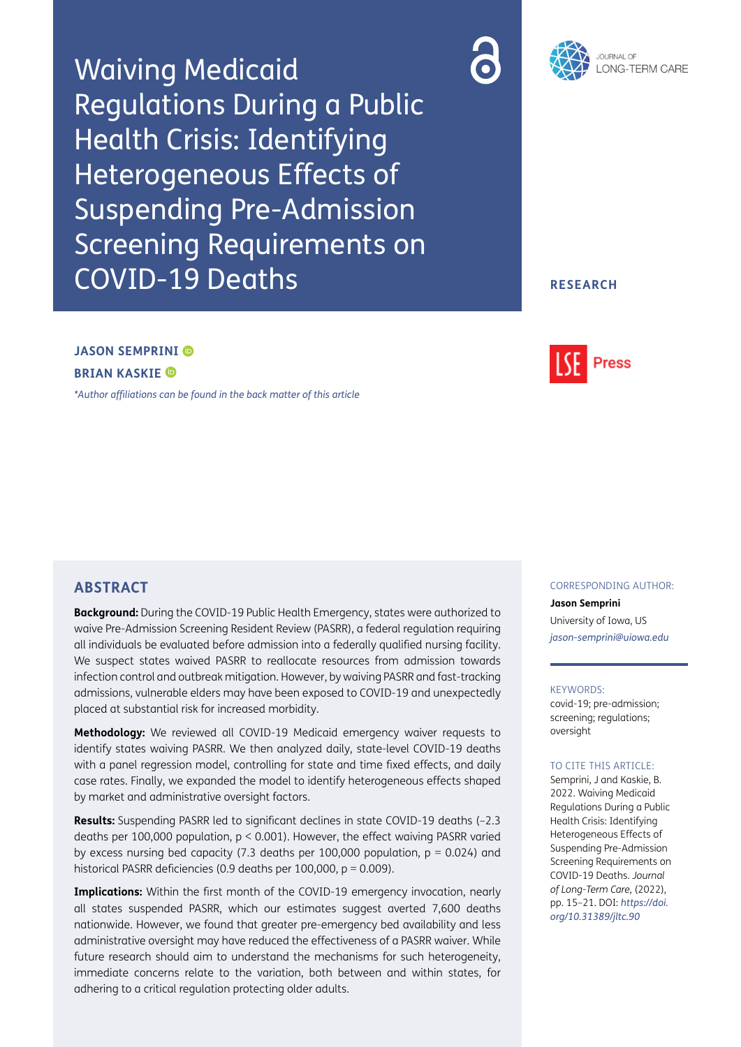# Waiving Medicaid Regulations During a Public Health Crisis: Identifying Heterogeneous Effects of Suspending Pre-Admission Screening Requirements on COVID-19 Deaths

RESEARCH

**JASON SEMPRINI**

**BRIAN KASKIE**

*\*Author affiliations can be found in the back matter of this article*

## ABSTRACT

**Background:** During the COVID-19 Public Health Emergency, states were authorized to waive Pre-Admission Screening Resident Review (PASRR), a federal regulation requiring all individuals be evaluated before admission into a federally qualified nursing facility. We suspect states waived PASRR to reallocate resources from admission towards infection control and outbreak mitigation. However, by waiving PASRR and fast-tracking admissions, vulnerable elders may have been exposed to COVID-19 and unexpectedly placed at substantial risk for increased morbidity.

**Methodology:** We reviewed all COVID-19 Medicaid emergency waiver requests to identify states waiving PASRR. We then analyzed daily, state-level COVID-19 deaths with a panel regression model, controlling for state and time fixed effects, and daily case rates. Finally, we expanded the model to identify heterogeneous effects shaped by market and administrative oversight factors.

**Results:** Suspending PASRR led to significant declines in state COVID-19 deaths (–2.3 deaths per 100,000 population, $p < 0.001$). However, the effect waiving PASRR varied by excess nursing bed capacity (7.3 deaths per 100,000 population, $p = 0.024$) and historical PASRR deficiencies (0.9 deaths per 100,000, $p = 0.009$).

**Implications:** Within the first month of the COVID-19 emergency invocation, nearly all states suspended PASRR, which our estimates suggest averted 7,600 deaths nationwide. However, we found that greater pre-emergency bed availability and less administrative oversight may have reduced the effectiveness of a PASRR waiver. While future research should aim to understand the mechanisms for such heterogeneity, immediate concerns relate to the variation, both between and within states, for adhering to a critical regulation protecting older adults.

CORRESPONDING AUTHOR:

**Jason Semprini**

University of Iowa, US

*jason-semprini@uiowa.edu*

KEYWORDS:

covid-19; pre-admission; screening; regulations; oversight

TO CITE THIS ARTICLE:

Semprini, J and Kaskie, B. 2022. Waiving Medicaid Regulations During a Public Health Crisis: Identifying Heterogeneous Effects of Suspending Pre-Admission Screening Requirements on COVID-19 Deaths. *Journal of Long-Term Care,* (2022), pp. 15–21. DOI: *https://doi.org/10.31389/jltc.90*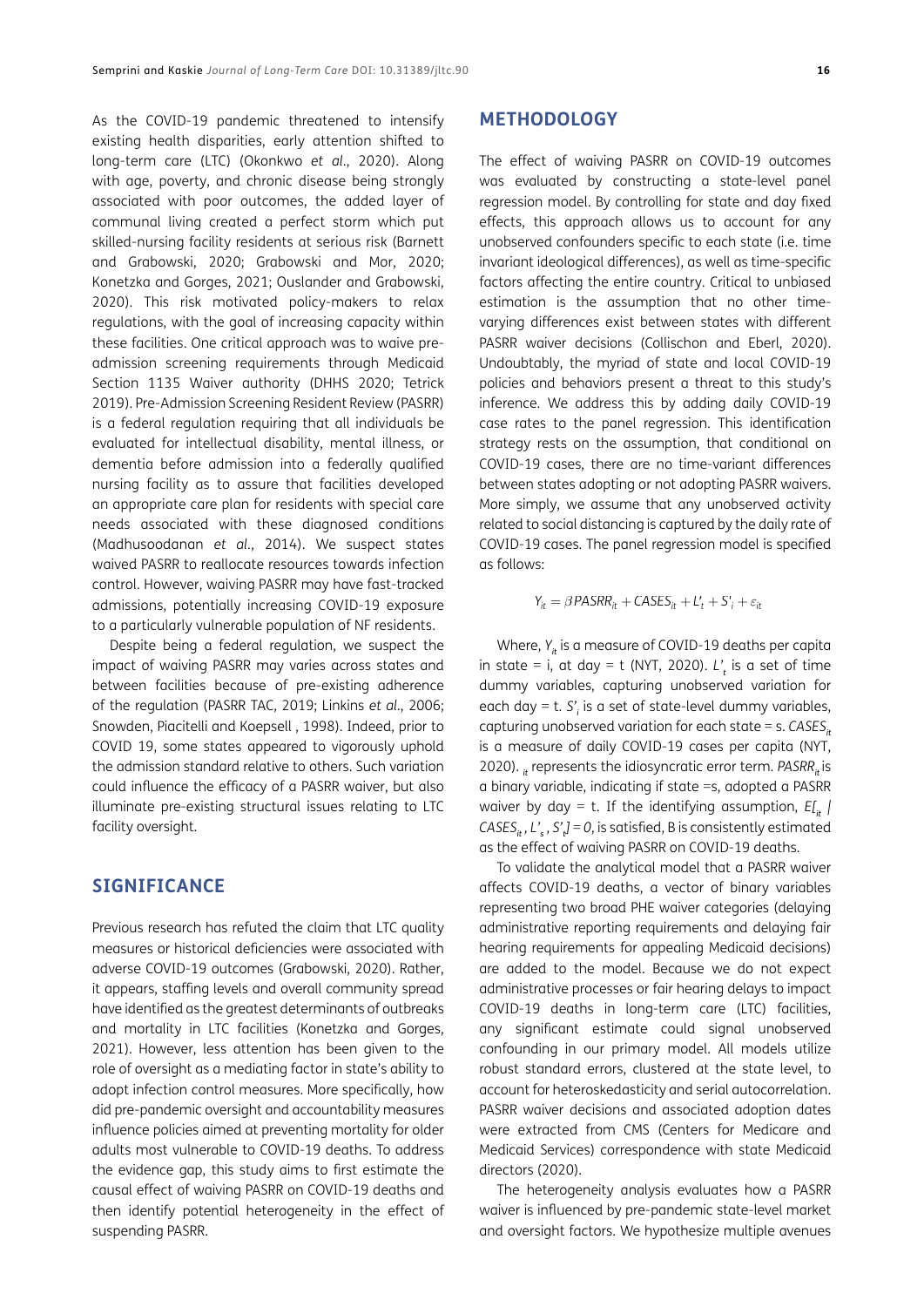As the COVID-19 pandemic threatened to intensify existing health disparities, early attention shifted to long-term care (LTC) (Okonkwo *et al*., 2020). Along with age, poverty, and chronic disease being strongly associated with poor outcomes, the added layer of communal living created a perfect storm which put skilled-nursing facility residents at serious risk (Barnett and Grabowski, 2020; Grabowski and Mor, 2020; Konetzka and Gorges, 2021; Ouslander and Grabowski, 2020). This risk motivated policy-makers to relax regulations, with the goal of increasing capacity within these facilities. One critical approach was to waive pre-admission screening requirements through Medicaid Section 1135 Waiver authority (DHHS 2020; Tetrick 2019). Pre-Admission Screening Resident Review (PASRR) is a federal regulation requiring that all individuals be evaluated for intellectual disability, mental illness, or dementia before admission into a federally qualified nursing facility as to assure that facilities developed an appropriate care plan for residents with special care needs associated with these diagnosed conditions (Madhusoodanan *et al*., 2014). We suspect states waived PASRR to reallocate resources towards infection control. However, waiving PASRR may have fast-tracked admissions, potentially increasing COVID-19 exposure to a particularly vulnerable population of NF residents.

Despite being a federal regulation, we suspect the impact of waiving PASRR may varies across states and between facilities because of pre-existing adherence of the regulation (PASRR TAC, 2019; Linkins *et al*., 2006; Snowden, Piacitelli and Koepsell , 1998). Indeed, prior to COVID 19, some states appeared to vigorously uphold the admission standard relative to others. Such variation could influence the efficacy of a PASRR waiver, but also illuminate pre-existing structural issues relating to LTC facility oversight.

## SIGNIFICANCE

Previous research has refuted the claim that LTC quality measures or historical deficiencies were associated with adverse COVID-19 outcomes (Grabowski, 2020). Rather, it appears, staffing levels and overall community spread have identified as the greatest determinants of outbreaks and mortality in LTC facilities (Konetzka and Gorges, 2021). However, less attention has been given to the role of oversight as a mediating factor in state's ability to adopt infection control measures. More specifically, how did pre-pandemic oversight and accountability measures influence policies aimed at preventing mortality for older adults most vulnerable to COVID-19 deaths. To address the evidence gap, this study aims to first estimate the causal effect of waiving PASRR on COVID-19 deaths and then identify potential heterogeneity in the effect of suspending PASRR.

## METHODOLOGY

The effect of waiving PASRR on COVID-19 outcomes was evaluated by constructing a state-level panel regression model. By controlling for state and day fixed effects, this approach allows us to account for any unobserved confounders specific to each state (i.e. time invariant ideological differences), as well as time-specific factors affecting the entire country. Critical to unbiased estimation is the assumption that no other time-varying differences exist between states with different PASRR waiver decisions (Collischon and Eberl, 2020). Undoubtably, the myriad of state and local COVID-19 policies and behaviors present a threat to this study's inference. We address this by adding daily COVID-19 case rates to the panel regression. This identification strategy rests on the assumption, that conditional on COVID-19 cases, there are no time-variant differences between states adopting or not adopting PASRR waivers. More simply, we assume that any unobserved activity related to social distancing is captured by the daily rate of COVID-19 cases. The panel regression model is specified as follows:

$$Y_{it} = \beta PASRR_{it} + CASES_{it} + L'_t + S'_i + \varepsilon_{it}$$

Where, $Y_{it}$ is a measure of COVID-19 deaths per capita in state = i, at day = t (NYT, 2020). $L'_t$ is a set of time dummy variables, capturing unobserved variation for each day = t. $S'_i$ is a set of state-level dummy variables, capturing unobserved variation for each state = s. $CASES_{it}$ is a measure of daily COVID-19 cases per capita (NYT, 2020). $_{it}$ represents the idiosyncratic error term. $PASRR_{it}$ is a binary variable, indicating if state =s, adopted a PASRR waiver by day = t. If the identifying assumption, $E[_{it} \mid CASES_{it}, L'_s, S'_t] = 0$, is satisfied, B is consistently estimated as the effect of waiving PASRR on COVID-19 deaths.

To validate the analytical model that a PASRR waiver affects COVID-19 deaths, a vector of binary variables representing two broad PHE waiver categories (delaying administrative reporting requirements and delaying fair hearing requirements for appealing Medicaid decisions) are added to the model. Because we do not expect administrative processes or fair hearing delays to impact COVID-19 deaths in long-term care (LTC) facilities, any significant estimate could signal unobserved confounding in our primary model. All models utilize robust standard errors, clustered at the state level, to account for heteroskedasticity and serial autocorrelation. PASRR waiver decisions and associated adoption dates were extracted from CMS (Centers for Medicare and Medicaid Services) correspondence with state Medicaid directors (2020).

The heterogeneity analysis evaluates how a PASRR waiver is influenced by pre-pandemic state-level market and oversight factors. We hypothesize multiple avenues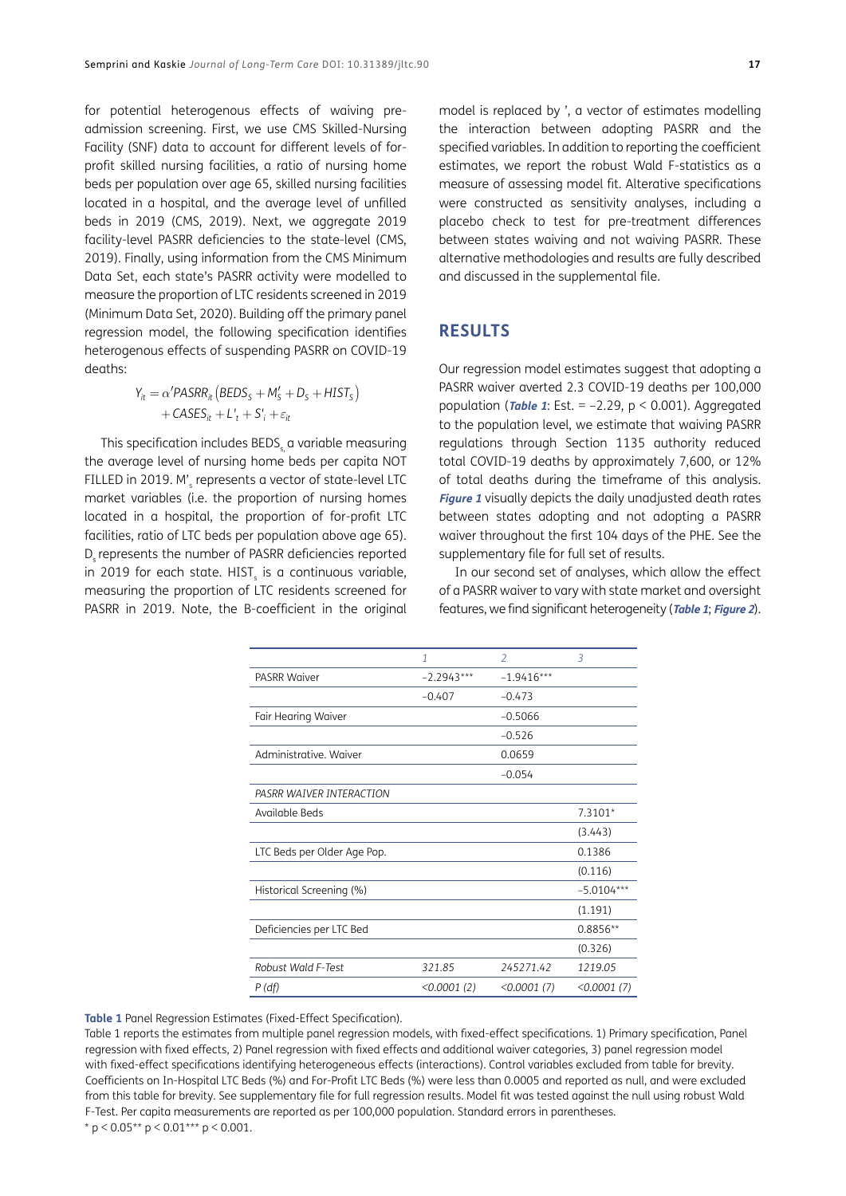for potential heterogenous effects of waiving pre-admission screening. First, we use CMS Skilled-Nursing Facility (SNF) data to account for different levels of for-profit skilled nursing facilities, a ratio of nursing home beds per population over age 65, skilled nursing facilities located in a hospital, and the average level of unfilled beds in 2019 (CMS, 2019). Next, we aggregate 2019 facility-level PASRR deficiencies to the state-level (CMS, 2019). Finally, using information from the CMS Minimum Data Set, each state's PASRR activity were modelled to measure the proportion of LTC residents screened in 2019 (Minimum Data Set, 2020). Building off the primary panel regression model, the following specification identifies heterogenous effects of suspending PASRR on COVID-19 deaths:

$$Y_{it} = \alpha' PASRR_{it}\left(BEDS_S + M_S' + D_S + HIST_S\right) + CASES_{it} + L'_t + S'_i + \varepsilon_{it}$$

This specification includes $BEDS_s$, a variable measuring the average level of nursing home beds per capita NOT FILLED in 2019. $M'_s$ represents a vector of state-level LTC market variables (i.e. the proportion of nursing homes located in a hospital, the proportion of for-profit LTC facilities, ratio of LTC beds per population above age 65). $D_s$ represents the number of PASRR deficiencies reported in 2019 for each state. $HIST_s$ is a continuous variable, measuring the proportion of LTC residents screened for PASRR in 2019. Note, the B-coefficient in the original model is replaced by ', a vector of estimates modelling the interaction between adopting PASRR and the specified variables. In addition to reporting the coefficient estimates, we report the robust Wald F-statistics as a measure of assessing model fit. Alterative specifications were constructed as sensitivity analyses, including a placebo check to test for pre-treatment differences between states waiving and not waiving PASRR. These alternative methodologies and results are fully described and discussed in the supplemental file.

## RESULTS

Our regression model estimates suggest that adopting a PASRR waiver averted 2.3 COVID-19 deaths per 100,000 population (***Table 1***: Est. = –2.29, $p < 0.001$). Aggregated to the population level, we estimate that waiving PASRR regulations through Section 1135 authority reduced total COVID-19 deaths by approximately 7,600, or 12% of total deaths during the timeframe of this analysis. ***Figure 1*** visually depicts the daily unadjusted death rates between states adopting and not adopting a PASRR waiver throughout the first 104 days of the PHE. See the supplementary file for full set of results.

In our second set of analyses, which allow the effect of a PASRR waiver to vary with state market and oversight features, we find significant heterogeneity (***Table 1***; ***Figure 2***).

| | *1* | *2* | *3* |
|---|---|---|---|
| PASRR Waiver | –2.2943*** | –1.9416*** | |
| | –0.407 | –0.473 | |
| Fair Hearing Waiver | | –0.5066 | |
| | | –0.526 | |
| Administrative. Waiver | | 0.0659 | |
| | | –0.054 | |
| *PASRR WAIVER INTERACTION* | | | |
| Available Beds | | | 7.3101* |
| | | | (3.443) |
| LTC Beds per Older Age Pop. | | | 0.1386 |
| | | | (0.116) |
| Historical Screening (%) | | | –5.0104*** |
| | | | (1.191) |
| Deficiencies per LTC Bed | | | 0.8856** |
| | | | (0.326) |
| *Robust Wald F-Test* | *321.85* | *245271.42* | *1219.05* |
| *P (df)* | *<0.0001 (2)* | *<0.0001 (7)* | *<0.0001 (7)* |

**Table 1** Panel Regression Estimates (Fixed-Effect Specification).

Table 1 reports the estimates from multiple panel regression models, with fixed-effect specifications. 1) Primary specification, Panel regression with fixed effects, 2) Panel regression with fixed effects and additional waiver categories, 3) panel regression model with fixed-effect specifications identifying heterogeneous effects (interactions). Control variables excluded from table for brevity. Coefficients on In-Hospital LTC Beds (%) and For-Profit LTC Beds (%) were less than 0.0005 and reported as null, and were excluded from this table for brevity. See supplementary file for full regression results. Model fit was tested against the null using robust Wald F-Test. Per capita measurements are reported as per 100,000 population. Standard errors in parentheses.

* $p < 0.05$** $p < 0.01$*** $p < 0.001$.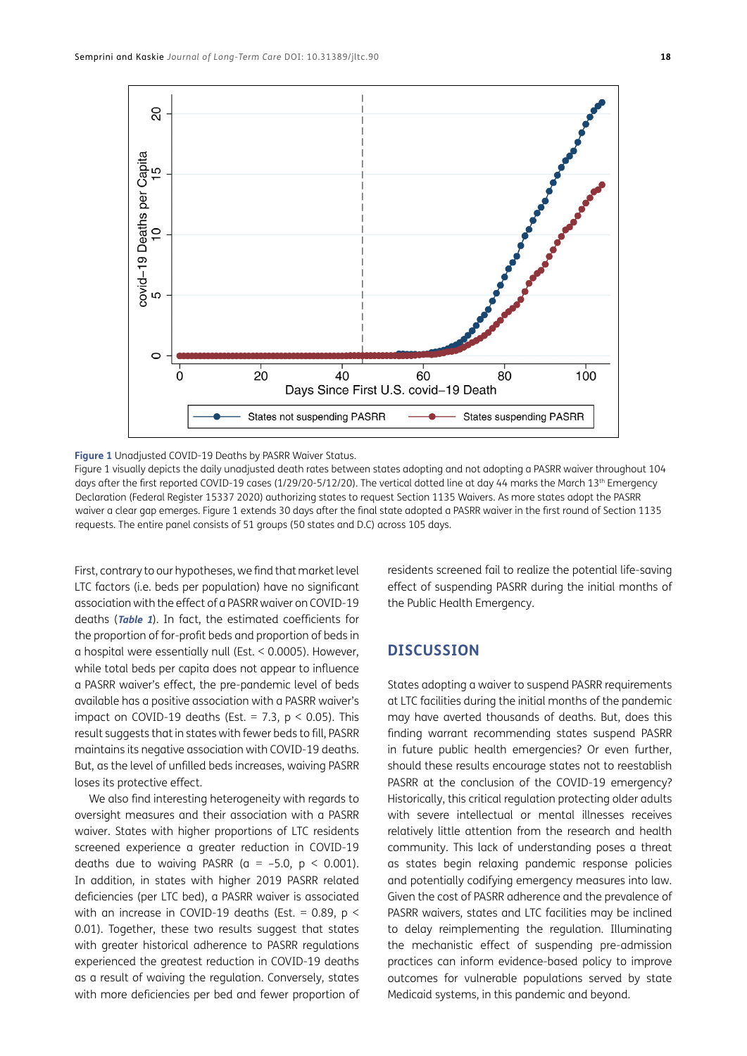**Figure 1** Unadjusted COVID-19 Deaths by PASRR Waiver Status.

Figure 1 visually depicts the daily unadjusted death rates between states adopting and not adopting a PASRR waiver throughout 104 days after the first reported COVID-19 cases (1/29/20-5/12/20). The vertical dotted line at day 44 marks the March 13th Emergency Declaration (Federal Register 15337 2020) authorizing states to request Section 1135 Waivers. As more states adopt the PASRR waiver a clear gap emerges. Figure 1 extends 30 days after the final state adopted a PASRR waiver in the first round of Section 1135 requests. The entire panel consists of 51 groups (50 states and D.C) across 105 days.

First, contrary to our hypotheses, we find that market level LTC factors (i.e. beds per population) have no significant association with the effect of a PASRR waiver on COVID-19 deaths (***Table 1***). In fact, the estimated coefficients for the proportion of for-profit beds and proportion of beds in a hospital were essentially null (Est. < 0.0005). However, while total beds per capita does not appear to influence a PASRR waiver's effect, the pre-pandemic level of beds available has a positive association with a PASRR waiver's impact on COVID-19 deaths (Est. = 7.3, $p < 0.05$). This result suggests that in states with fewer beds to fill, PASRR maintains its negative association with COVID-19 deaths. But, as the level of unfilled beds increases, waiving PASRR loses its protective effect.

We also find interesting heterogeneity with regards to oversight measures and their association with a PASRR waiver. States with higher proportions of LTC residents screened experience a greater reduction in COVID-19 deaths due to waiving PASRR ($\alpha = -5.0$, $p < 0.001$). In addition, in states with higher 2019 PASRR related deficiencies (per LTC bed), a PASRR waiver is associated with an increase in COVID-19 deaths (Est. = 0.89, $p < 0.01$). Together, these two results suggest that states with greater historical adherence to PASRR regulations experienced the greatest reduction in COVID-19 deaths as a result of waiving the regulation. Conversely, states with more deficiencies per bed and fewer proportion of residents screened fail to realize the potential life-saving effect of suspending PASRR during the initial months of the Public Health Emergency.

## DISCUSSION

States adopting a waiver to suspend PASRR requirements at LTC facilities during the initial months of the pandemic may have averted thousands of deaths. But, does this finding warrant recommending states suspend PASRR in future public health emergencies? Or even further, should these results encourage states not to reestablish PASRR at the conclusion of the COVID-19 emergency? Historically, this critical regulation protecting older adults with severe intellectual or mental illnesses receives relatively little attention from the research and health community. This lack of understanding poses a threat as states begin relaxing pandemic response policies and potentially codifying emergency measures into law. Given the cost of PASRR adherence and the prevalence of PASRR waivers, states and LTC facilities may be inclined to delay reimplementing the regulation. Illuminating the mechanistic effect of suspending pre-admission practices can inform evidence-based policy to improve outcomes for vulnerable populations served by state Medicaid systems, in this pandemic and beyond.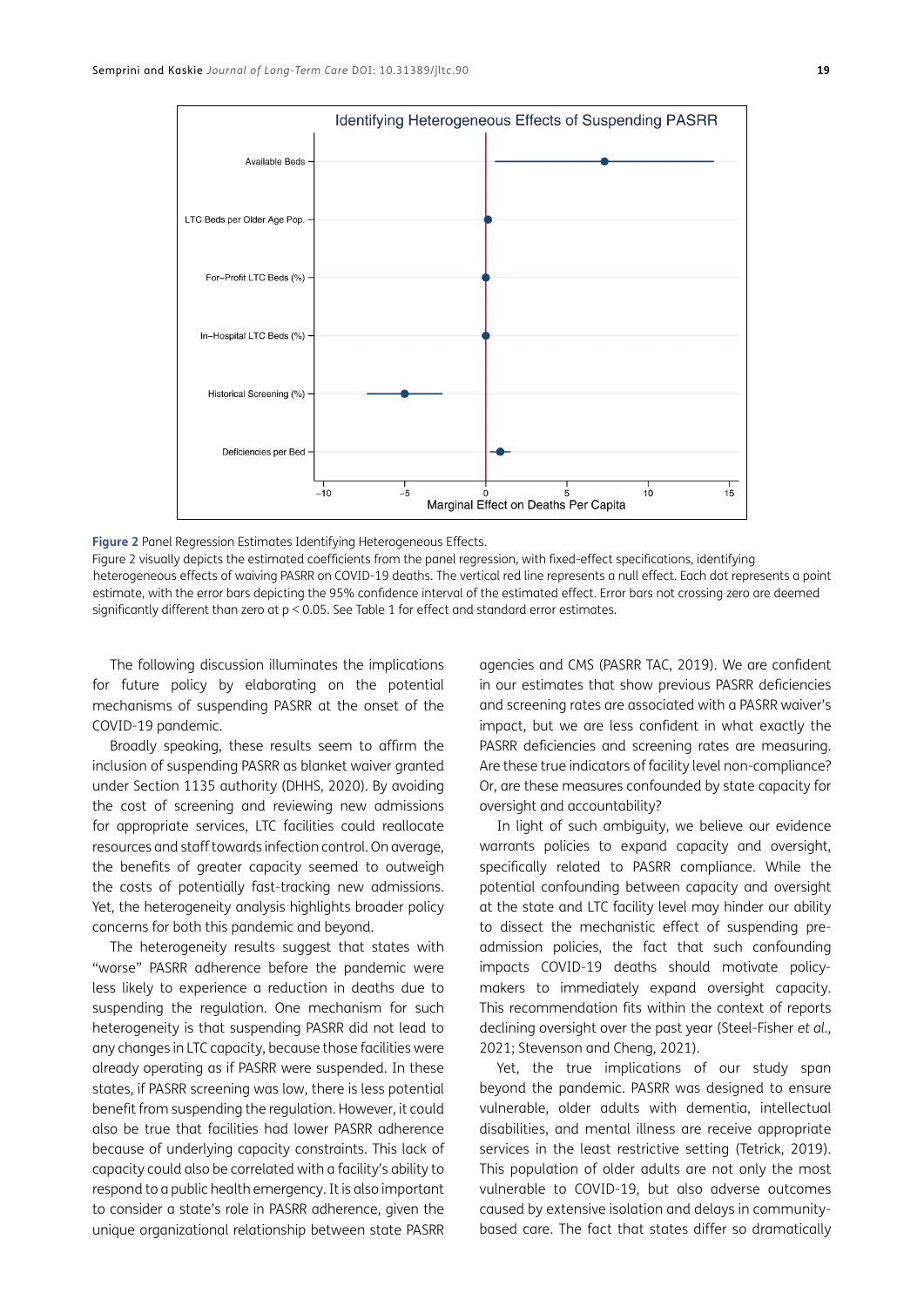**Figure 2** Panel Regression Estimates Identifying Heterogeneous Effects.

Figure 2 visually depicts the estimated coefficients from the panel regression, with fixed-effect specifications, identifying heterogeneous effects of waiving PASRR on COVID-19 deaths. The vertical red line represents a null effect. Each dot represents a point estimate, with the error bars depicting the 95% confidence interval of the estimated effect. Error bars not crossing zero are deemed significantly different than zero at $p < 0.05$. See Table 1 for effect and standard error estimates.

The following discussion illuminates the implications for future policy by elaborating on the potential mechanisms of suspending PASRR at the onset of the COVID-19 pandemic.

Broadly speaking, these results seem to affirm the inclusion of suspending PASRR as blanket waiver granted under Section 1135 authority (DHHS, 2020). By avoiding the cost of screening and reviewing new admissions for appropriate services, LTC facilities could reallocate resources and staff towards infection control. On average, the benefits of greater capacity seemed to outweigh the costs of potentially fast-tracking new admissions. Yet, the heterogeneity analysis highlights broader policy concerns for both this pandemic and beyond.

The heterogeneity results suggest that states with "worse" PASRR adherence before the pandemic were less likely to experience a reduction in deaths due to suspending the regulation. One mechanism for such heterogeneity is that suspending PASRR did not lead to any changes in LTC capacity, because those facilities were already operating as if PASRR were suspended. In these states, if PASRR screening was low, there is less potential benefit from suspending the regulation. However, it could also be true that facilities had lower PASRR adherence because of underlying capacity constraints. This lack of capacity could also be correlated with a facility's ability to respond to a public health emergency. It is also important to consider a state's role in PASRR adherence, given the unique organizational relationship between state PASRR agencies and CMS (PASRR TAC, 2019). We are confident in our estimates that show previous PASRR deficiencies and screening rates are associated with a PASRR waiver's impact, but we are less confident in what exactly the PASRR deficiencies and screening rates are measuring. Are these true indicators of facility level non-compliance? Or, are these measures confounded by state capacity for oversight and accountability?

In light of such ambiguity, we believe our evidence warrants policies to expand capacity and oversight, specifically related to PASRR compliance. While the potential confounding between capacity and oversight at the state and LTC facility level may hinder our ability to dissect the mechanistic effect of suspending pre-admission policies, the fact that such confounding impacts COVID-19 deaths should motivate policy-makers to immediately expand oversight capacity. This recommendation fits within the context of reports declining oversight over the past year (Steel-Fisher *et al.*, 2021; Stevenson and Cheng, 2021).

Yet, the true implications of our study span beyond the pandemic. PASRR was designed to ensure vulnerable, older adults with dementia, intellectual disabilities, and mental illness are receive appropriate services in the least restrictive setting (Tetrick, 2019). This population of older adults are not only the most vulnerable to COVID-19, but also adverse outcomes caused by extensive isolation and delays in community-based care. The fact that states differ so dramatically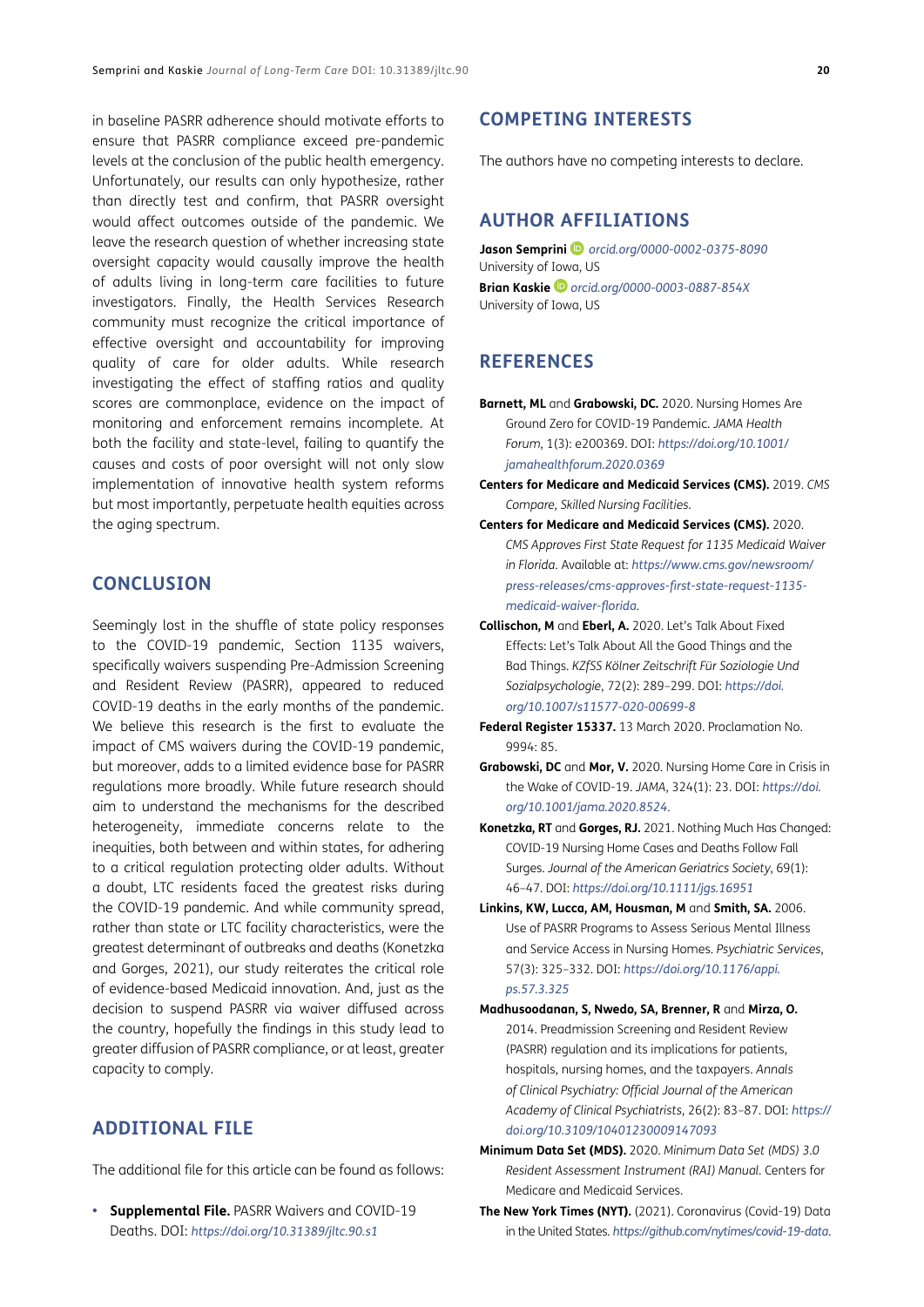in baseline PASRR adherence should motivate efforts to ensure that PASRR compliance exceed pre-pandemic levels at the conclusion of the public health emergency. Unfortunately, our results can only hypothesize, rather than directly test and confirm, that PASRR oversight would affect outcomes outside of the pandemic. We leave the research question of whether increasing state oversight capacity would causally improve the health of adults living in long-term care facilities to future investigators. Finally, the Health Services Research community must recognize the critical importance of effective oversight and accountability for improving quality of care for older adults. While research investigating the effect of staffing ratios and quality scores are commonplace, evidence on the impact of monitoring and enforcement remains incomplete. At both the facility and state-level, failing to quantify the causes and costs of poor oversight will not only slow implementation of innovative health system reforms but most importantly, perpetuate health equities across the aging spectrum.

## CONCLUSION

Seemingly lost in the shuffle of state policy responses to the COVID-19 pandemic, Section 1135 waivers, specifically waivers suspending Pre-Admission Screening and Resident Review (PASRR), appeared to reduced COVID-19 deaths in the early months of the pandemic. We believe this research is the first to evaluate the impact of CMS waivers during the COVID-19 pandemic, but moreover, adds to a limited evidence base for PASRR regulations more broadly. While future research should aim to understand the mechanisms for the described heterogeneity, immediate concerns relate to the inequities, both between and within states, for adhering to a critical regulation protecting older adults. Without a doubt, LTC residents faced the greatest risks during the COVID-19 pandemic. And while community spread, rather than state or LTC facility characteristics, were the greatest determinant of outbreaks and deaths (Konetzka and Gorges, 2021), our study reiterates the critical role of evidence-based Medicaid innovation. And, just as the decision to suspend PASRR via waiver diffused across the country, hopefully the findings in this study lead to greater diffusion of PASRR compliance, or at least, greater capacity to comply.

## ADDITIONAL FILE

The additional file for this article can be found as follows:

- **Supplemental File.** PASRR Waivers and COVID-19 Deaths. DOI: *https://doi.org/10.31389/jltc.90.s1*

## COMPETING INTERESTS

The authors have no competing interests to declare.

## AUTHOR AFFILIATIONS

**Jason Semprini** *orcid.org/0000-0002-0375-8090*
University of Iowa, US

**Brian Kaskie** *orcid.org/0000-0003-0887-854X*
University of Iowa, US

## REFERENCES

**Barnett, ML** and **Grabowski, DC.** 2020. Nursing Homes Are Ground Zero for COVID-19 Pandemic. *JAMA Health Forum*, 1(3): e200369. DOI: *https://doi.org/10.1001/jamahealthforum.2020.0369*

**Centers for Medicare and Medicaid Services (CMS).** 2019. *CMS Compare, Skilled Nursing Facilities.*

**Centers for Medicare and Medicaid Services (CMS).** 2020. *CMS Approves First State Request for 1135 Medicaid Waiver in Florida*. Available at: *https://www.cms.gov/newsroom/press-releases/cms-approves-first-state-request-1135-medicaid-waiver-florida*.

**Collischon, M** and **Eberl, A.** 2020. Let's Talk About Fixed Effects: Let's Talk About All the Good Things and the Bad Things. *KZfSS Kölner Zeitschrift Für Soziologie Und Sozialpsychologie*, 72(2): 289–299. DOI: *https://doi.org/10.1007/s11577-020-00699-8*

**Federal Register 15337.** 13 March 2020. Proclamation No. 9994: 85.

**Grabowski, DC** and **Mor, V.** 2020. Nursing Home Care in Crisis in the Wake of COVID-19. *JAMA*, 324(1): 23. DOI: *https://doi.org/10.1001/jama.2020.8524*.

**Konetzka, RT** and **Gorges, RJ.** 2021. Nothing Much Has Changed: COVID-19 Nursing Home Cases and Deaths Follow Fall Surges. *Journal of the American Geriatrics Society*, 69(1): 46–47. DOI: *https://doi.org/10.1111/jgs.16951*

**Linkins, KW, Lucca, AM, Housman, M** and **Smith, SA.** 2006. Use of PASRR Programs to Assess Serious Mental Illness and Service Access in Nursing Homes. *Psychiatric Services*, 57(3): 325–332. DOI: *https://doi.org/10.1176/appi.ps.57.3.325*

**Madhusoodanan, S, Nwedo, SA, Brenner, R** and **Mirza, O.** 2014. Preadmission Screening and Resident Review (PASRR) regulation and its implications for patients, hospitals, nursing homes, and the taxpayers. *Annals of Clinical Psychiatry: Official Journal of the American Academy of Clinical Psychiatrists*, 26(2): 83–87. DOI: *https://doi.org/10.3109/10401230009147093*

**Minimum Data Set (MDS).** 2020. *Minimum Data Set (MDS) 3.0 Resident Assessment Instrument (RAI) Manual*. Centers for Medicare and Medicaid Services.

**The New York Times (NYT).** (2021). Coronavirus (Covid-19) Data in the United States. *https://github.com/nytimes/covid-19-data*.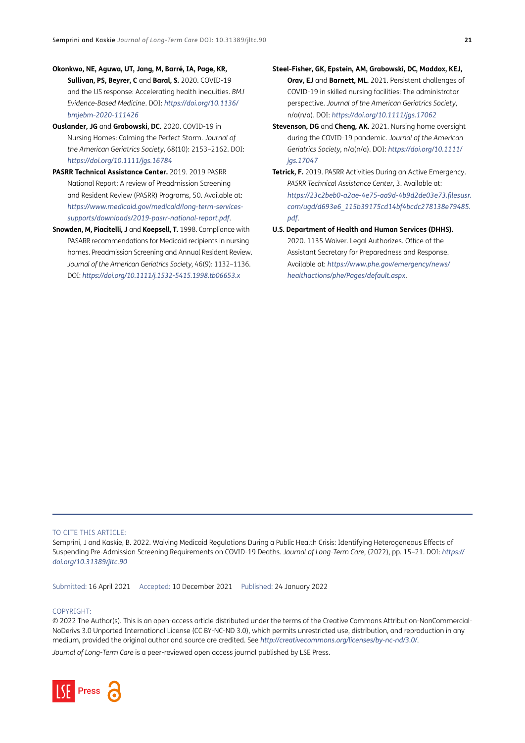**Okonkwo, NE, Aguwa, UT, Jang, M, Barré, IA, Page, KR, Sullivan, PS, Beyrer, C** and **Baral, S.** 2020. COVID-19 and the US response: Accelerating health inequities. *BMJ Evidence-Based Medicine*. DOI: *https://doi.org/10.1136/bmjebm-2020-111426*

**Ouslander, JG** and **Grabowski, DC.** 2020. COVID-19 in Nursing Homes: Calming the Perfect Storm. *Journal of the American Geriatrics Society*, 68(10): 2153–2162. DOI: *https://doi.org/10.1111/jgs.16784*

**PASRR Technical Assistance Center.** 2019. 2019 PASRR National Report: A review of Preadmission Screening and Resident Review (PASRR) Programs, 50. Available at: *https://www.medicaid.gov/medicaid/long-term-services-supports/downloads/2019-pasrr-national-report.pdf*.

**Snowden, M, Piacitelli, J** and **Koepsell, T.** 1998. Compliance with PASARR recommendations for Medicaid recipients in nursing homes. Preadmission Screening and Annual Resident Review. *Journal of the American Geriatrics Society*, 46(9): 1132–1136. DOI: *https://doi.org/10.1111/j.1532-5415.1998.tb06653.x*

**Steel-Fisher, GK, Epstein, AM, Grabowski, DC, Maddox, KEJ, Orav, EJ** and **Barnett, ML.** 2021. Persistent challenges of COVID-19 in skilled nursing facilities: The administrator perspective. *Journal of the American Geriatrics Society*, n/a(n/a). DOI: *https://doi.org/10.1111/jgs.17062*

**Stevenson, DG** and **Cheng, AK.** 2021. Nursing home oversight during the COVID-19 pandemic. *Journal of the American Geriatrics Society*, n/a(n/a). DOI: *https://doi.org/10.1111/jgs.17047*

**Tetrick, F.** 2019. PASRR Activities During an Active Emergency. *PASRR Technical Assistance Center*, 3. Available at: *https://23c2beb0-a2ae-4e75-aa9d-4b9d2de03e73.filesusr.com/ugd/d693e6_115b39175cd14bf4bcdc278138e79485.pdf*.

**U.S. Department of Health and Human Services (DHHS).** 2020. 1135 Waiver. Legal Authorizes. Office of the Assistant Secretary for Preparedness and Response. Available at: *https://www.phe.gov/emergency/news/healthactions/phe/Pages/default.aspx*.

TO CITE THIS ARTICLE:

Semprini, J and Kaskie, B. 2022. Waiving Medicaid Regulations During a Public Health Crisis: Identifying Heterogeneous Effects of Suspending Pre-Admission Screening Requirements on COVID-19 Deaths. *Journal of Long-Term Care*, (2022), pp. 15–21. DOI: *https://doi.org/10.31389/jltc.90*

Submitted: 16 April 2021 Accepted: 10 December 2021 Published: 24 January 2022

COPYRIGHT:

© 2022 The Author(s). This is an open-access article distributed under the terms of the Creative Commons Attribution-NonCommercial-NoDerivs 3.0 Unported International License (CC BY-NC-ND 3.0), which permits unrestricted use, distribution, and reproduction in any medium, provided the original author and source are credited. See *http://creativecommons.org/licenses/by-nc-nd/3.0/*.

*Journal of Long-Term Care* is a peer-reviewed open access journal published by LSE Press.